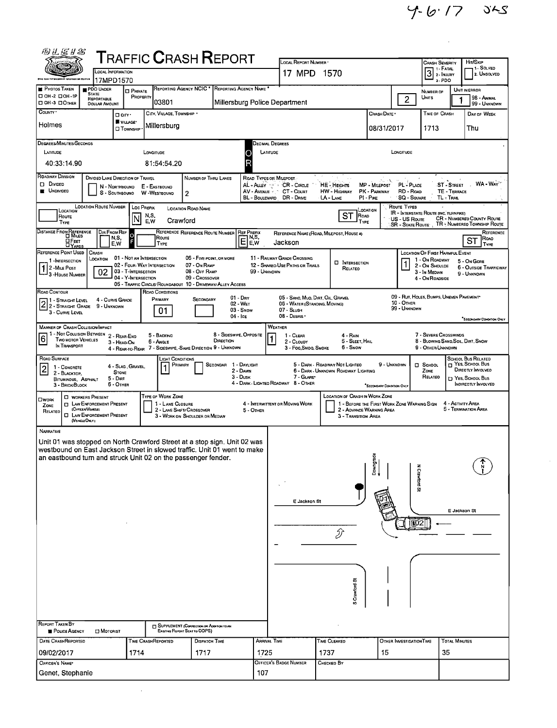4-6-17 SLS

# TRAFFIC CRASH REPORT

| Field | Value |
|---|---|
| Local Information | 17MPD1570 |
| Local Report Number | 17 MPD 1570 |
| Crash Severity | 3 (1 - Fatal, 2 - Injury, 3 - PDO) |
| Hit/Skip | 1 - Solved, 2 - Unsolved |
| Photos Taken | OH-2, OH-1P, OH-3, Other |
| PDO Under State Reportable Dollar Amount | ■ |
| Private Property | ☐ |
| Reporting Agency NCIC | 03801 |
| Reporting Agency Name | Millersburg Police Department |
| Number of Units | 2 |
| Unit in Error | 1 (98 - Animal, 99 - Unknown) |
| County | Holmes |
| City, Village, Township | ■ Village — Millersburg |
| Crash Date | 08/31/2017 |
| Time of Crash | 1713 |
| Day of Week | Thu |

**Degrees/Minutes/Seconds**

| Latitude | Longitude |
|---|---|
| 40:33:14.90 | 81:54:54.20 |

**Roadway Division:** ■ Undivided
**Divided Lane Direction of Travel:** N - Northbound, S - Southbound, E - Eastbound, W - Westbound
**Number of Thru Lanes:** 2

**Location:** Loc Prefix: N — Location Road Name: Crawford — Road Type: ST

**Distance From Reference:** Dir From Ref: — Reference Route Number: — Ref Prefix: E — Reference Name: Jackson — Reference Road Type: ST

**Reference Point Used:** 1 - Intersection
**Crash Location:** 02 (03 - T-Intersection)
**Location of First Harmful Event:** 1 - On Roadway

**Road Contour:** 2 - Straight Grade
**Road Conditions:** Primary 01 (Dry)

**Manner of Crash Collision/Impact:** 6 - Angle
**Weather:** 1 - Clear

**Road Surface:** 2 - Blacktop, Bituminous, Asphalt
**Light Conditions:** Primary 1 - Daylight

**Work Zone:** —

## NARRATIVE

Unit 01 was stopped on North Crawford Street at a stop sign. Unit 02 was westbound on East Jackson Street in slowed traffic. Unit 01 went to make an eastbound turn and struck Unit 02 on the passenger fender.

Diagram labels: N Crawford St, Downgrade, E Jackson St, E Jackson St, S Crawford St, 01, 02, N

| Report Taken By | |
|---|---|
| ■ Police Agency | ☐ Motorist |
| ☐ Supplement (Correction or Addition to an Existing Report Sent to ODPS) | |

| Date Crash Reported | Time Crash Reported | Dispatch Time | Arrival Time | Time Cleared | Other Investigation Time | Total Minutes |
|---|---|---|---|---|---|---|
| 09/02/2017 | 1714 | 1717 | 1725 | 1737 | 15 | 35 |

| Officer's Name | Officer's Badge Number | Checked By |
|---|---|---|
| Genet, Stephanie | 107 | |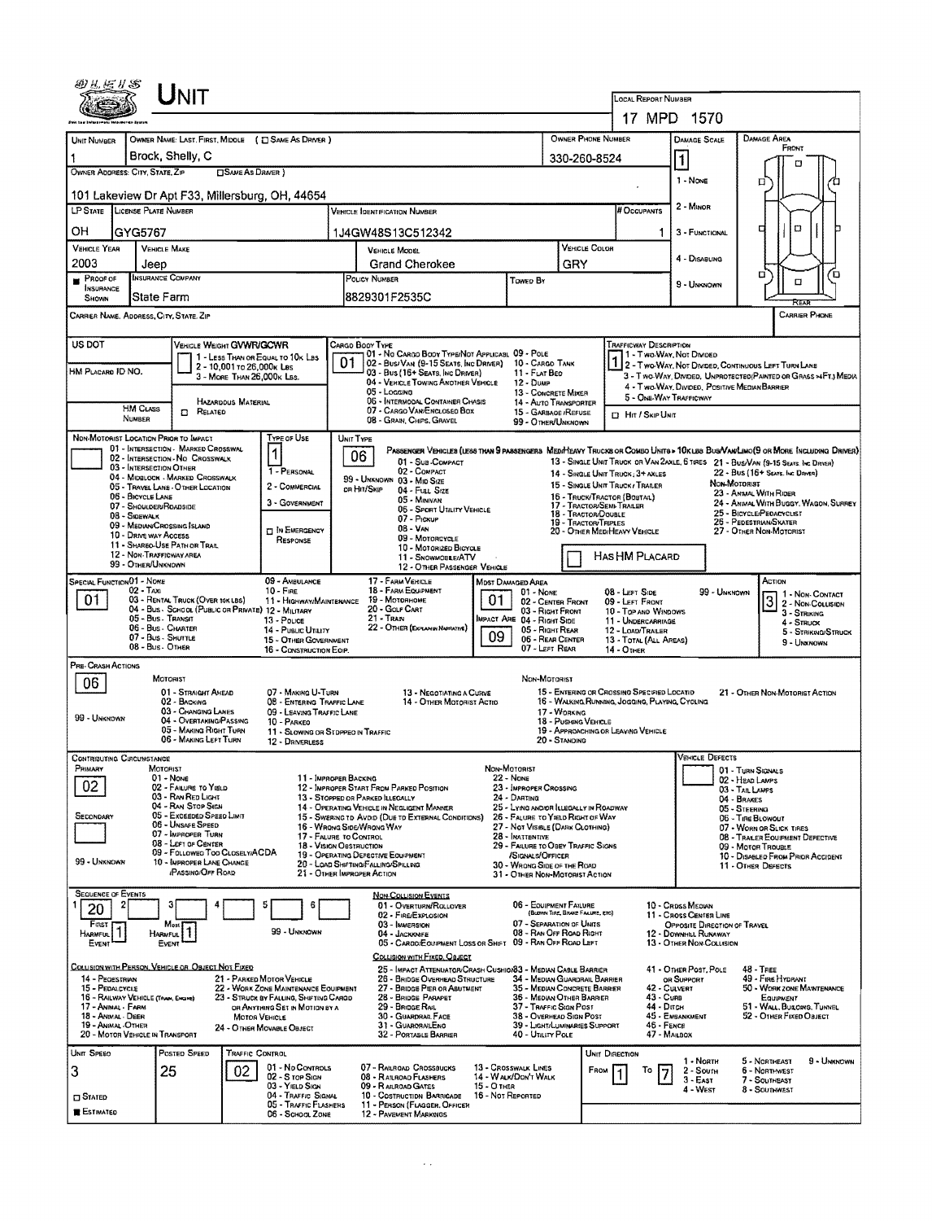# UNIT

**LOCAL REPORT NUMBER:** 17 MPD 1570

| UNIT NUMBER | OWNER NAME: LAST, FIRST, MIDDLE (☐ SAME AS DRIVER) | OWNER PHONE NUMBER | DAMAGE SCALE | DAMAGE AREA |
|---|---|---|---|---|
| 1 | Brock, Shelly, C | 330-260-8524 | 1 | |

**OWNER ADDRESS: CITY, STATE, ZIP** (☐ SAME AS DRIVER)
101 Lakeview Dr Apt F33, Millersburg, OH, 44654

| LP STATE | LICENSE PLATE NUMBER | VEHICLE IDENTIFICATION NUMBER | # OCCUPANTS |
|---|---|---|---|
| OH | GYG5767 | 1J4GW48S13C512342 | 1 |

| VEHICLE YEAR | VEHICLE MAKE | VEHICLE MODEL | VEHICLE COLOR |
|---|---|---|---|
| 2003 | Jeep | Grand Cherokee | GRY |

| PROOF OF INSURANCE SHOWN | INSURANCE COMPANY | POLICY NUMBER | TOWED BY |
|---|---|---|---|
| ■ | State Farm | 8829301F2535C | |

DAMAGE SCALE: 1 - NONE, 2 - MINOR, 3 - FUNCTIONAL, 4 - DISABLING, 9 - UNKNOWN

CARRIER NAME, ADDRESS, CITY, STATE, ZIP — CARRIER PHONE

US DOT — HM PLACARD ID NO. — HM CLASS NUMBER — ☐ HAZARDOUS MATERIAL RELATED

**VEHICLE WEIGHT GVWR/GCWR:** 1 - LESS THAN OR EQUAL TO 10K LBS; 2 - 10,001 TO 26,000K LBS; 3 - MORE THAN 26,000K LBS.

**CARGO BODY TYPE:** 01
01 - NO CARGO BODY TYPE/NOT APPLICABLE; 02 - BUS/VAN (9-15 SEATS, INC DRIVER); 03 - BUS (16+ SEATS, INC DRIVER); 04 - VEHICLE TOWING ANOTHER VEHICLE; 05 - LOGGING; 06 - INTERMODAL CONTAINER CHASIS; 07 - CARGO VAN/ENCLOSED BOX; 08 - GRAIN, CHIPS, GRAVEL; 09 - POLE; 10 - CARGO TANK; 11 - FLAT BED; 12 - DUMP; 13 - CONCRETE MIXER; 14 - AUTO TRANSPORTER; 15 - GARBAGE/REFUSE; 99 - OTHER/UNKNOWN

**TRAFFICWAY DESCRIPTION:** 1
1 - TWO-WAY, NOT DIVIDED; 2 - TWO-WAY, NOT DIVIDED, CONTINUOUS LEFT TURN LANE; 3 - TWO-WAY, DIVIDED, UNPROTECTED (PAINTED OR GRASS >4FT.) MEDIA; 4 - TWO-WAY, DIVIDED, POSITIVE MEDIAN BARRIER; 5 - ONE-WAY TRAFFICWAY
☐ HIT / SKIP UNIT

**NON-MOTORIST LOCATION PRIOR TO IMPACT:** 01 - INTERSECTION - MARKED CROSSWALK; 02 - INTERSECTION - NO CROSSWALK; 03 - INTERSECTION OTHER; 04 - MIDBLOCK - MARKED CROSSWALK; 05 - TRAVEL LANE - OTHER LOCATION; 06 - BICYCLE LANE; 07 - SHOULDER/ROADSIDE; 08 - SIDEWALK; 09 - MEDIAN/CROSSING ISLAND; 10 - DRIVE WAY ACCESS; 11 - SHARED-USE PATH OR TRAIL; 12 - NON-TRAFFICWAY AREA; 99 - OTHER/UNKNOWN

**TYPE OF USE:** 1
1 - PERSONAL; 2 - COMMERCIAL; 3 - GOVERNMENT; ☐ IN EMERGENCY RESPONSE

**UNIT TYPE:** 06
PASSENGER VEHICLES (LESS THAN 9 PASSENGERS): 01 - SUB-COMPACT; 02 - COMPACT; 99 - UNKNOWN 03 - MID SIZE; OR HIT/SKIP 04 - FULL SIZE; 05 - MINIVAN; 06 - SPORT UTILITY VEHICLE; 07 - PICKUP; 08 - VAN; 09 - MOTORCYCLE; 10 - MOTORIZED BICYCLE; 11 - SNOWMOBILE/ATV; 12 - OTHER PASSENGER VEHICLE
MED/HEAVY TRUCKS OR COMBO UNITS > 10K LBS: 13 - SINGLE UNIT TRUCK OR VAN 2AXLE, 6 TIRES; 14 - SINGLE UNIT TRUCK; 3+ AXLES; 15 - SINGLE UNIT TRUCK / TRAILER; 16 - TRUCK/TRACTOR (BOBTAIL); 17 - TRACTOR/SEMI-TRAILER; 18 - TRACTOR/DOUBLE; 19 - TRACTOR/TRIPLES; 20 - OTHER MED/HEAVY VEHICLE
BUS/VAN/LIMO (9 OR MORE INCLUDING DRIVER): 21 - BUS/VAN (9-15 SEATS, INC DRIVER); 22 - BUS (16+ SEATS, INC DRIVER)
NON-MOTORIST: 23 - ANIMAL WITH RIDER; 24 - ANIMAL WITH BUGGY, WAGON, SURREY; 25 - BICYCLE/PEDACYCLIST; 26 - PEDESTRIAN/SKATER; 27 - OTHER NON-MOTORIST
☐ HAS HM PLACARD

**SPECIAL FUNCTION:** 01
01 - NONE; 02 - TAXI; 03 - RENTAL TRUCK (OVER 10K LBS); 04 - BUS - SCHOOL (PUBLIC OR PRIVATE); 05 - BUS - TRANSIT; 06 - BUS - CHARTER; 07 - BUS - SHUTTLE; 08 - BUS - OTHER; 09 - AMBULANCE; 10 - FIRE; 11 - HIGHWAY/MAINTENANCE; 12 - MILITARY; 13 - POLICE; 14 - PUBLIC UTILITY; 15 - OTHER GOVERNMENT; 16 - CONSTRUCTION EQIP.; 17 - FARM VEHICLE; 18 - FARM EQUIPMENT; 19 - MOTORHOME; 20 - GOLF CART; 21 - TRAIN; 22 - OTHER (EXPLAIN IN NARRATIVE)

**MOST DAMAGED AREA:** 01 **IMPACT ARE:** 09
01 - NONE; 02 - CENTER FRONT; 03 - RIGHT FRONT; 04 - RIGHT SIDE; 05 - RIGHT REAR; 06 - REAR CENTER; 07 - LEFT REAR; 08 - LEFT SIDE; 09 - LEFT FRONT; 10 - TOP AND WINDOWS; 11 - UNDERCARRIAGE; 12 - LOAD/TRAILER; 13 - TOTAL (ALL AREAS); 14 - OTHER; 99 - UNKNOWN

**ACTION:** 3
1 - NON-CONTACT; 2 - NON-COLLISION; 3 - STRIKING; 4 - STRUCK; 5 - STRIKING/STRUCK; 9 - UNKNOWN

**PRE-CRASH ACTIONS:** 06
MOTORIST: 01 - STRAIGHT AHEAD; 02 - BACKING; 03 - CHANGING LANES; 04 - OVERTAKING/PASSING; 05 - MAKING RIGHT TURN; 06 - MAKING LEFT TURN; 07 - MAKING U-TURN; 08 - ENTERING TRAFFIC LANE; 09 - LEAVING TRAFFIC LANE; 10 - PARKED; 11 - SLOWING OR STOPPED IN TRAFFIC; 12 - DRIVERLESS; 13 - NEGOTIATING A CURVE; 14 - OTHER MOTORIST ACTIO
NON-MOTORIST: 15 - ENTERING OR CROSSING SPECIFIED LOCATIO; 16 - WALKING, RUNNING, JOGGING, PLAYING, CYCLING; 17 - WORKING; 18 - PUSHING VEHICLE; 19 - APPROACHING OR LEAVING VEHICLE; 20 - STANDING; 21 - OTHER NON-MOTORIST ACTION
99 - UNKNOWN

**CONTRIBUTING CIRCUMSTANCE:** PRIMARY 02; SECONDARY (blank)
MOTORIST: 01 - NONE; 02 - FAILURE TO YIELD; 03 - RAN RED LIGHT; 04 - RAN STOP SIGN; 05 - EXCEEDED SPEED LIMIT; 06 - UNSAFE SPEED; 07 - IMPROPER TURN; 08 - LEFT OF CENTER; 09 - FOLLOWED TOO CLOSELY/ACDA; 10 - IMPROPER LANE CHANGE /PASSING/OFF ROAD; 11 - IMPROPER BACKING; 12 - IMPROPER START FROM PARKED POSITION; 13 - STOPPED OR PARKED ILLEGALLY; 14 - OPERATING VEHICLE IN NEGLIGENT MANNER; 15 - SWERING TO AVOID (DUE TO EXTERNAL CONDITIONS); 16 - WRONG SIDE/WRONG WAY; 17 - FALURE TO CONTROL; 18 - VISION OBSTRUCTION; 19 - OPERATING DEFECTIVE EQUIPMENT; 20 - LOAD SHIFTING/FALLING/SPILLING; 21 - OTHER IMPROPER ACTION
NON-MOTORIST: 22 - NONE; 23 - IMPROPER CROSSING; 24 - DARTING; 25 - LYING AND/OR ILLEGALLY IN ROADWAY; 26 - FALURE TO YIELD RIGHT OF WAY; 27 - NOT VISIBLE (DARK CLOTHING); 28 - INATTENTIVE; 29 - FAILURE TO OBEY TRAFFIC SIGNS /SIGNALS/OFFICER; 30 - WRONG SIDE OF THE ROAD; 31 - OTHER NON-MOTORIST ACTION
99 - UNKNOWN

**VEHICLE DEFECTS:** 01 - TURN SIGNALS; 02 - HEAD LAMPS; 03 - TAIL LAMPS; 04 - BRAKES; 05 - STEERING; 06 - TIRE BLOWOUT; 07 - WORN OR SLICK TIRES; 08 - TRAILER EQUIPMENT DEFECTIVE; 09 - MOTOR TROUBLE; 10 - DISABLED FROM PRIOR ACCIDENT; 11 - OTHER DEFECTS

**SEQUENCE OF EVENTS:** 1: 20; 2–6: (blank)
FIRST HARMFUL EVENT: 1; MOST HARMFUL EVENT: 1; 99 - UNKNOWN

NON-COLLISION EVENTS: 01 - OVERTURN/ROLLOVER; 02 - FIRE/EXPLOSION; 03 - IMMERSION; 04 - JACKKNIFE; 05 - CARGO/EQUIPMENT LOSS OR SHIFT; 06 - EQUIPMENT FAILURE (BLOWN TIRE, BRAKE FAILURE, ETC); 07 - SEPARATION OF UNITS; 08 - RAN OFF ROAD RIGHT; 09 - RAN OFF ROAD LEFT; 10 - CROSS MEDIAN; 11 - CROSS CENTER LINE OPPOSITE DIRECTION OF TRAVEL; 12 - DOWNHILL RUNAWAY; 13 - OTHER NON-COLLISION

COLLISION WITH PERSON, VEHICLE OR OBJECT NOT FIXED: 14 - PEDESTRIAN; 15 - PEDALCYCLE; 16 - RAILWAY VEHICLE (TRAIN, ENGINE); 17 - ANIMAL - FARM; 18 - ANIMAL - DEER; 19 - ANIMAL - OTHER; 20 - MOTOR VEHICLE IN TRANSPORT; 21 - PARKED MOTOR VEHICLE; 22 - WORK ZONE MAINTENANCE EQUIPMENT; 23 - STRUCK BY FALLING, SHIFTING CARGO OR ANYTHING SET IN MOTION BY A MOTOR VEHICLE; 24 - OTHER MOVABLE OBJECT

COLLISION WITH FIXED, OBJECT: 25 - IMPACT ATTENUATOR/CRASH CUSHION; 26 - BRIDGE OVERHEAD STRUCTURE; 27 - BRIDGE PIER OR ABUTMENT; 28 - BRIDGE PARAPET; 29 - BRIDGE RAIL; 30 - GUARDRAIL FACE; 31 - GUARDRAILEND; 32 - PORTABLE BARRIER; 33 - MEDIAN CABLE BARRIER; 34 - MEDIAN GUARDRAIL BARRIER; 35 - MEDIAN CONCRETE BARRIER; 36 - MEDIAN OTHER BARRIER; 37 - TRAFFIC SIGN POST; 38 - OVERHEAD SIGN POST; 39 - LIGHT/LUMINARIES SUPPORT; 40 - UTILITY POLE; 41 - OTHER POST, POLE OR SUPPORT; 42 - CULVERT; 43 - CURB; 44 - DITCH; 45 - EMBANKMENT; 46 - FENCE; 47 - MAILBOX; 48 - TREE; 49 - FIRE HYDRANT; 50 - WORK ZONE MAINTENANCE EQUIPMENT; 51 - WALL, BUILDING, TUNNEL; 52 - OTHER FIXED OBJECT

| UNIT SPEED | POSTED SPEED | TRAFFIC CONTROL | UNIT DIRECTION |
|---|---|---|---|
| 3 | 25 | 02 | FROM 1 TO 7 |

☐ STATED ■ ESTIMATED

TRAFFIC CONTROL: 01 - NO CONTROLS; 02 - STOP SIGN; 03 - YIELD SIGN; 04 - TRAFFIC SIGNAL; 05 - TRAFFIC FLASHERS; 06 - SCHOOL ZONE; 07 - RAILROAD CROSSBUCKS; 08 - RAILROAD FLASHERS; 09 - RAILROAD GATES; 10 - CONSTRUCTION BARRICADE; 11 - PERSON (FLAGGER, OFFICER; 12 - PAVEMENT MARKINGS; 13 - CROSSWALK LINES; 14 - WALK/DON'T WALK; 15 - OTHER; 16 - NOT REPORTED

UNIT DIRECTION: 1 - NORTH; 2 - SOUTH; 3 - EAST; 4 - WEST; 5 - NORTHEAST; 6 - NORTHWEST; 7 - SOUTHEAST; 8 - SOUTHWEST; 9 - UNKNOWN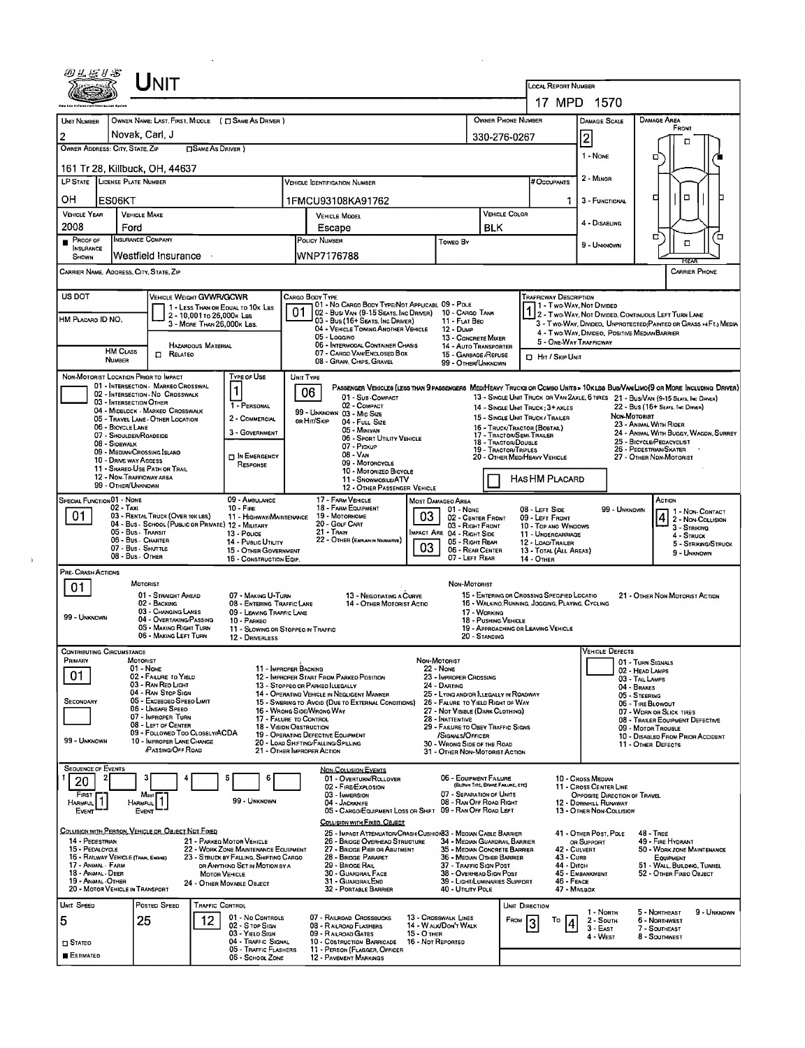# Unit

**Local Report Number:** 17 MPD 1570

| Unit Number | Owner Name: Last, First, Middle (☐ Same As Driver) | Owner Phone Number | Damage Scale | Damage Area |
|---|---|---|---|---|
| 2 | Novak, Carl, J | 330-276-0267 | 2 | Front |

**Owner Address: City, State, Zip** (☐ Same As Driver)
161 Tr 28, Killbuck, OH, 44637

Damage Scale: 1 - None; 2 - Minor; 3 - Functional; 4 - Disabling; 9 - Unknown

| LP State | License Plate Number | Vehicle Identification Number | # Occupants |
|---|---|---|---|
| OH | ES06KT | 1FMCU93108KA91762 | 1 |

| Vehicle Year | Vehicle Make | Vehicle Model | Vehicle Color |
|---|---|---|---|
| 2008 | Ford | Escape | BLK |

| Proof of Insurance Shown | Insurance Company | Policy Number | Towed By |
|---|---|---|---|
| ■ | Westfield Insurance | WNP7176788 | |

**Carrier Name, Address, City, State, Zip** — **Carrier Phone**

**US DOT**

**HM Placard ID No.**

**Vehicle Weight GVWR/GCWR:** 1 - Less Than or Equal to 10k Lbs; 2 - 10,001 to 26,000k Lbs; 3 - More Than 26,000k Lbs.

**HM Class Number** ☐ Related — Hazardous Material

**Cargo Body Type:** 01
01 - No Cargo Body Type/Not Applicable; 02 - Bus/Van (9-15 Seats, Inc Driver); 03 - Bus (16+ Seats, Inc Driver); 04 - Vehicle Towing Another Vehicle; 05 - Logging; 06 - Intermodal Container Chassis; 07 - Cargo Van/Enclosed Box; 08 - Grain, Chips, Gravel; 09 - Pole; 10 - Cargo Tank; 11 - Flat Bed; 12 - Dump; 13 - Concrete Mixer; 14 - Auto Transporter; 15 - Garbage/Refuse; 99 - Other/Unknown

**Trafficway Description:** 1
1 - Two-Way, Not Divided; 2 - Two-Way, Not Divided, Continuous Left Turn Lane; 3 - Two-Way, Divided, Unprotected (Painted or Grass >4Ft.) Media; 4 - Two-Way, Divided, Positive Median Barrier; 5 - One-Way Trafficway

☐ Hit / Skip Unit

**Non-Motorist Location Prior to Impact:**
01 - Intersection - Marked Crosswalk; 02 - Intersection - No Crosswalk; 03 - Intersection Other; 04 - Midblock - Marked Crosswalk; 05 - Travel Lane - Other Location; 06 - Bicycle Lane; 07 - Shoulder/Roadside; 08 - Sidewalk; 09 - Median/Crossing Island; 10 - Drive Way Access; 11 - Shared-Use Path or Trail; 12 - Non-Trafficway Area; 99 - Other/Unknown

**Type of Use:** 1
1 - Personal; 2 - Commercial; 3 - Government; ☐ In Emergency Response

**Unit Type:** 06
Passenger Vehicles (less than 9 passengers): 01 - Sub-Compact; 02 - Compact; 99 - Unknown or Hit/Skip; 03 - Mid Size; 04 - Full Size; 05 - Minivan; 06 - Sport Utility Vehicle; 07 - Pickup; 08 - Van; 09 - Motorcycle; 10 - Motorized Bicycle; 11 - Snowmobile/ATV; 12 - Other Passenger Vehicle
Med/Heavy Trucks or Combo Units > 10k lbs Bus/Van/Limo (9 or More Including Driver): 13 - Single Unit Truck or Van 2axle, 6 Tires; 14 - Single Unit Truck; 3+ Axles; 15 - Single Unit Truck / Trailer; 16 - Truck/Tractor (Bobtail); 17 - Tractor/Semi-Trailer; 18 - Tractor/Double; 19 - Tractor/Triples; 20 - Other Med/Heavy Vehicle; 21 - Bus/Van (9-15 Seats, Inc Driver); 22 - Bus (16+ Seats, Inc Driver)
Non-Motorist: 23 - Animal With Rider; 24 - Animal With Buggy, Wagon, Surrey; 25 - Bicycle/Pedacyclist; 26 - Pedestrian/Skater; 27 - Other Non-Motorist

☐ Has HM Placard

**Special Function:** 01
01 - None; 02 - Taxi; 03 - Rental Truck (Over 10k lbs); 04 - Bus - School (Public or Private); 05 - Bus - Transit; 06 - Bus - Charter; 07 - Bus - Shuttle; 08 - Bus - Other; 09 - Ambulance; 10 - Fire; 11 - Highway/Maintenance; 12 - Military; 13 - Police; 14 - Public Utility; 15 - Other Government; 16 - Construction Eqip.; 17 - Farm Vehicle; 18 - Farm Equipment; 19 - Motorhome; 20 - Golf Cart; 21 - Train; 22 - Other (Explain in Narrative)

**Most Damaged Area:** 03
01 - None; 02 - Center Front; 03 - Right Front; Impact Are 04 - Right Side; 05 - Right Rear; 06 - Rear Center; 07 - Left Rear; 08 - Left Side; 09 - Left Front; 10 - Top and Windows; 11 - Undercarriage; 12 - Load/Trailer; 13 - Total (All Areas); 14 - Other; 99 - Unknown
**Impact Area:** 03

**Action:** 4
1 - Non-Contact; 2 - Non-Collision; 3 - Striking; 4 - Struck; 5 - Striking/Struck; 9 - Unknown

**Pre-Crash Actions:** 01
Motorist: 01 - Straight Ahead; 02 - Backing; 03 - Changing Lanes; 04 - Overtaking/Passing; 05 - Making Right Turn; 06 - Making Left Turn; 07 - Making U-Turn; 08 - Entering Traffic Lane; 09 - Leaving Traffic Lane; 10 - Parked; 11 - Slowing or Stopped in Traffic; 12 - Driverless; 13 - Negotiating a Curve; 14 - Other Motorist Actio; 99 - Unknown
Non-Motorist: 15 - Entering or Crossing Specified Locatio; 16 - Walking, Running, Jogging, Playing, Cycling; 17 - Working; 18 - Pushing Vehicle; 19 - Approaching or Leaving Vehicle; 20 - Standing; 21 - Other Non-Motorist Action

**Contributing Circumstance:**
Primary: 01
Secondary:
Motorist: 01 - None; 02 - Failure to Yield; 03 - Ran Red Light; 04 - Ran Stop Sign; 05 - Exceeded Speed Limit; 06 - Unsafe Speed; 07 - Improper Turn; 08 - Left of Center; 09 - Followed Too Closely/ACDA; 10 - Improper Lane Change /Passing/Off Road; 11 - Improper Backing; 12 - Improper Start From Parked Position; 13 - Stopped or Parked Illegally; 14 - Operating Vehicle in Negligent Manner; 15 - Swering to Avoid (Due to External Conditions); 16 - Wrong Side/Wrong Way; 17 - Failure to Control; 18 - Vision Obstruction; 19 - Operating Defective Equipment; 20 - Load Shifting/Falling/Spilling; 21 - Other Improper Action; 99 - Unknown
Non-Motorist: 22 - None; 23 - Improper Crossing; 24 - Darting; 25 - Lying and/or Illegally in Roadway; 26 - Failure to Yield Right of Way; 27 - Not Visible (Dark Clothing); 28 - Inattentive; 29 - Failure to Obey Traffic Signs /Signals/Officer; 30 - Wrong Side of the Road; 31 - Other Non-Motorist Action

**Vehicle Defects:**
01 - Turn Signals; 02 - Head Lamps; 03 - Tail Lamps; 04 - Brakes; 05 - Steering; 06 - Tire Blowout; 07 - Worn or Slick Tires; 08 - Trailer Equipment Defective; 09 - Motor Trouble; 10 - Disabled From Prior Accident; 11 - Other Defects

**Sequence of Events:** 1: 20; 2: ; 3: ; 4: ; 5: ; 6:
First Harmful Event: 1; Most Harmful Event: 1; 99 - Unknown

Non-Collision Events: 01 - Overturn/Rollover; 02 - Fire/Explosion; 03 - Immersion; 04 - Jackknife; 05 - Cargo/Equipment Loss or Shift; 06 - Equipment Failure (Blown Tire, Brake Failure, etc); 07 - Separation of Units; 08 - Ran Off Road Right; 09 - Ran Off Road Left; 10 - Cross Median; 11 - Cross Center Line Opposite Direction of Travel; 12 - Downhill Runaway; 13 - Other Non-Collision

Collision with Person, Vehicle or Object Not Fixed: 14 - Pedestrian; 15 - Pedalcycle; 16 - Railway Vehicle (Train, Engine); 17 - Animal - Farm; 18 - Animal - Deer; 19 - Animal - Other; 20 - Motor Vehicle in Transport; 21 - Parked Motor Vehicle; 22 - Work Zone Maintenance Equipment; 23 - Struck by Falling, Shifting Cargo or Anything Set in Motion by a Motor Vehicle; 24 - Other Movable Object

Collision with Fixed, Object: 25 - Impact Attenuator/Crash Cushion; 26 - Bridge Overhead Structure; 27 - Bridge Pier or Abutment; 28 - Bridge Parapet; 29 - Bridge Rail; 30 - Guardrail Face; 31 - Guardrail End; 32 - Portable Barrier; 33 - Median Cable Barrier; 34 - Median Guardrail Barrier; 35 - Median Concrete Barrier; 36 - Median Other Barrier; 37 - Traffic Sign Post; 38 - Overhead Sign Post; 39 - Light/Luminaries Support; 40 - Utility Pole; 41 - Other Post, Pole or Support; 42 - Culvert; 43 - Curb; 44 - Ditch; 45 - Embankment; 46 - Fence; 47 - Mailbox; 48 - Tree; 49 - Fire Hydrant; 50 - Work Zone Maintenance Equipment; 51 - Wall, Building, Tunnel; 52 - Other Fixed Object

| Unit Speed | Posted Speed | Traffic Control | Unit Direction |
|---|---|---|---|
| 5 | 25 | 12 | From 3 To 4 |

☐ Stated ■ Estimated

Traffic Control: 01 - No Controls; 02 - Stop Sign; 03 - Yield Sign; 04 - Traffic Signal; 05 - Traffic Flashers; 06 - School Zone; 07 - Railroad Crossbucks; 08 - Railroad Flashers; 09 - Railroad Gates; 10 - Costruction Barricade; 11 - Person (Flagger, Officer); 12 - Pavement Markings; 13 - Crosswalk Lines; 14 - Walk/Don't Walk; 15 - Other; 16 - Not Reported

Unit Direction: 1 - North; 2 - South; 3 - East; 4 - West; 5 - Northeast; 6 - Northwest; 7 - Southeast; 8 - Southwest; 9 - Unknown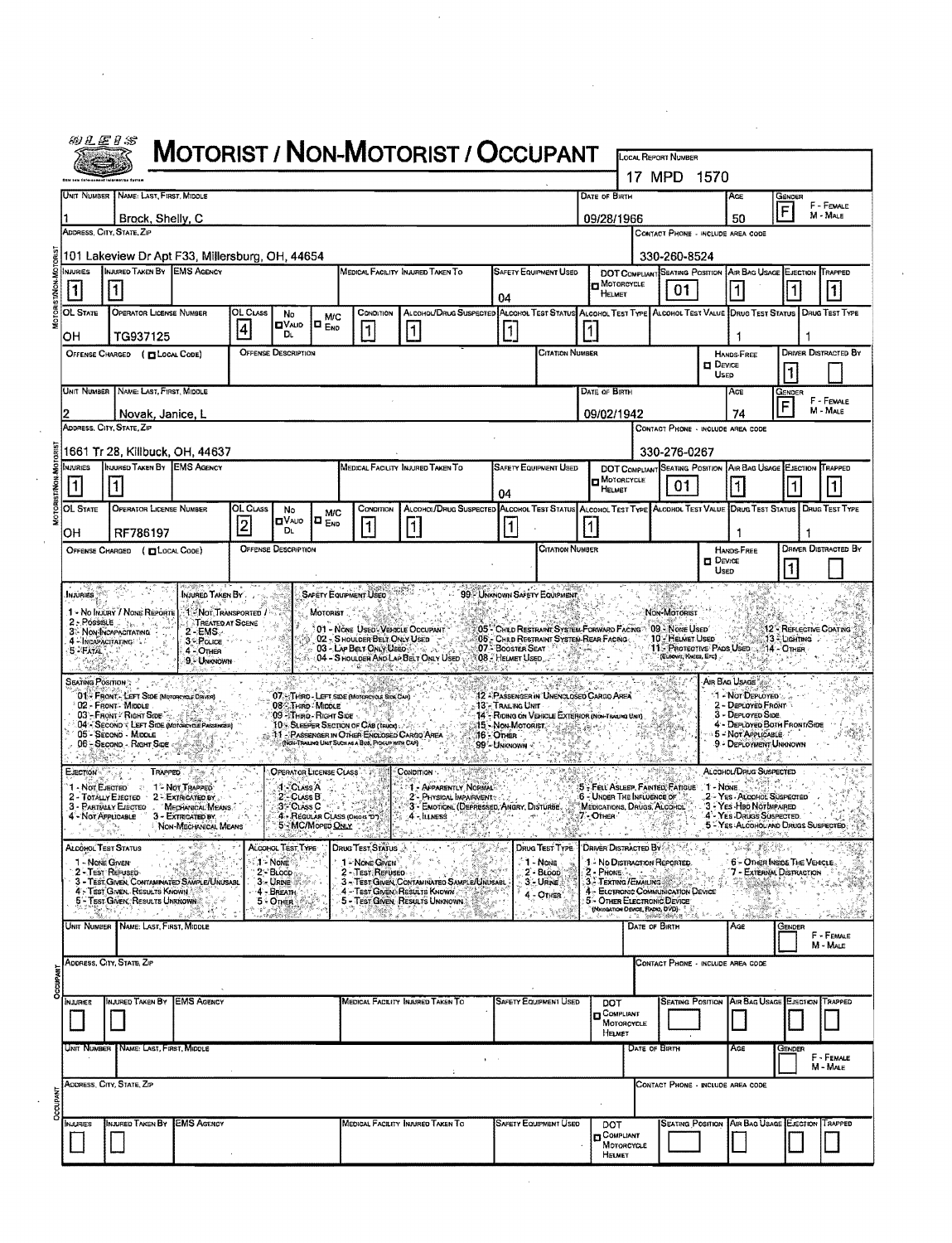# MOTORIST / NON-MOTORIST / OCCUPANT

OLEIS

| LOCAL REPORT NUMBER |
|---|
| 17 MPD 1570 |

## MOTORIST/NON-MOTORIST

| UNIT NUMBER | NAME: LAST, FIRST, MIDDLE | DATE OF BIRTH | AGE | GENDER (F - FEMALE, M - MALE) |
|---|---|---|---|---|
| 1 | Brock, Shelly, C | 09/28/1966 | 50 | F |

| ADDRESS, CITY, STATE, ZIP | CONTACT PHONE - INCLUDE AREA CODE |
|---|---|
| 101 Lakeview Dr Apt F33, Millersburg, OH, 44654 | 330-260-8524 |

| INJURIES | INJURED TAKEN BY | EMS AGENCY | MEDICAL FACILITY INJURED TAKEN TO | SAFETY EQUIPMENT USED | DOT COMPLIANT MOTORCYCLE HELMET | SEATING POSITION | AIR BAG USAGE | EJECTION | TRAPPED |
|---|---|---|---|---|---|---|---|---|---|
| 1 | 1 | | | 04 | | 01 | 1 | 1 | 1 |

| OL STATE | OPERATOR LICENSE NUMBER | OL CLASS | NO VALID DL | M/C END | CONDITION | ALCOHOL/DRUG SUSPECTED | ALCOHOL TEST STATUS | ALCOHOL TEST TYPE | ALCOHOL TEST VALUE | DRUG TEST STATUS | DRUG TEST TYPE |
|---|---|---|---|---|---|---|---|---|---|---|---|
| OH | TG937125 | 4 | | | 1 | 1 | 1 | 1 | | 1 | 1 |

| OFFENSE CHARGED ( LOCAL CODE) | OFFENSE DESCRIPTION | CITATION NUMBER | HANDS-FREE DEVICE USED | DRIVER DISTRACTED BY |
|---|---|---|---|---|
| | | | | 1 |

| UNIT NUMBER | NAME: LAST, FIRST, MIDDLE | DATE OF BIRTH | AGE | GENDER (F - FEMALE, M - MALE) |
|---|---|---|---|---|
| 2 | Novak, Janice, L | 09/02/1942 | 74 | F |

| ADDRESS, CITY, STATE, ZIP | CONTACT PHONE - INCLUDE AREA CODE |
|---|---|
| 1661 Tr 28, Killbuck, OH, 44637 | 330-276-0267 |

| INJURIES | INJURED TAKEN BY | EMS AGENCY | MEDICAL FACILITY INJURED TAKEN TO | SAFETY EQUIPMENT USED | DOT COMPLIANT MOTORCYCLE HELMET | SEATING POSITION | AIR BAG USAGE | EJECTION | TRAPPED |
|---|---|---|---|---|---|---|---|---|---|
| 1 | 1 | | | 04 | | 01 | 1 | 1 | 1 |

| OL STATE | OPERATOR LICENSE NUMBER | OL CLASS | NO VALID DL | M/C END | CONDITION | ALCOHOL/DRUG SUSPECTED | ALCOHOL TEST STATUS | ALCOHOL TEST TYPE | ALCOHOL TEST VALUE | DRUG TEST STATUS | DRUG TEST TYPE |
|---|---|---|---|---|---|---|---|---|---|---|---|
| OH | RF786197 | 2 | | | 1 | 1 | 1 | 1 | | 1 | 1 |

| OFFENSE CHARGED ( LOCAL CODE) | OFFENSE DESCRIPTION | CITATION NUMBER | HANDS-FREE DEVICE USED | DRIVER DISTRACTED BY |
|---|---|---|---|---|
| | | | | 1 |

## Codes

**INJURIES:** 1 - No Injury / None Reported; 2 - Possible; 3 - Non-Incapacitating; 4 - Incapacitating; 5 - Fatal

**INJURED TAKEN BY:** 1 - Not Transported / Treated at Scene; 2 - EMS; 3 - Police; 4 - Other; 9 - Unknown

**SAFETY EQUIPMENT USED:** 99 - Unknown Safety Equipment
- Motorist: 01 - None Used - Vehicle Occupant; 02 - Shoulder Belt Only Used; 03 - Lap Belt Only Used; 04 - Shoulder And Lap Belt Only Used; 05 - Child Restraint System-Forward Facing; 06 - Child Restraint System-Rear Facing; 07 - Booster Seat; 08 - Helmet Used
- Non-Motorist: 09 - None Used; 10 - Helmet Used; 11 - Protective Pads Used (Elbows, Knees, Etc); 12 - Reflective Coating; 13 - Lighting; 14 - Other

**SEATING POSITION:** 01 - Front - Left Side (Motorcycle Driver); 02 - Front - Middle; 03 - Front - Right Side; 04 - Second - Left Side (Motorcycle Passenger); 05 - Second - Middle; 06 - Second - Right Side; 07 - Third - Left Side (Motorcycle Side Car); 08 - Third - Middle; 09 - Third - Right Side; 10 - Sleeper Section of Cab (Truck); 11 - Passenger in Other Enclosed Cargo Area (Non-Trailing Unit Such as a Bus, Pickup with Cap); 12 - Passenger in Unenclosed Cargo Area; 13 - Trailing Unit; 14 - Riding on Vehicle Exterior (Non-Trailing Unit); 15 - Non-Motorist; 16 - Other; 99 - Unknown

**AIR BAG USAGE:** 1 - Not Deployed; 2 - Deployed Front; 3 - Deployed Side; 4 - Deployed Both Front/Side; 5 - Not Applicable; 9 - Deployment Unknown

**EJECTION:** 1 - Not Ejected; 2 - Totally Ejected; 3 - Partially Ejected; 4 - Not Applicable

**TRAPPED:** 1 - Not Trapped; 2 - Extricated by Mechanical Means; 3 - Extricated by Non-Mechanical Means

**OPERATOR LICENSE CLASS:** 1 - Class A; 2 - Class B; 3 - Class C; 4 - Regular Class (Ohio's "D"); 5 - MC/Moped Only

**CONDITION:** 1 - Apparently Normal; 2 - Physical Impairment; 3 - Emotional (Depressed, Angry, Disturbed); 4 - Illness; 5 - Fell Asleep, Fainted, Fatigue; 6 - Under The Influence of Medications, Drugs, Alcohol; 7 - Other

**ALCOHOL/DRUG SUSPECTED:** 1 - None; 2 - Yes - Alcohol Suspected; 3 - Yes - HBD Not Impaired; 4 - Yes - Drugs Suspected; 5 - Yes - Alcohol and Drugs Suspected

**ALCOHOL TEST STATUS:** 1 - None Given; 2 - Test Refused; 3 - Test Given, Contaminated Sample/Unusable; 4 - Test Given, Results Known; 5 - Test Given, Results Unknown

**ALCOHOL TEST TYPE:** 1 - None; 2 - Blood; 3 - Urine; 4 - Breath; 5 - Other

**DRUG TEST STATUS:** 1 - None Given; 2 - Test Refused; 3 - Test Given, Contaminated Sample/Unusable; 4 - Test Given, Results Known; 5 - Test Given, Results Unknown

**DRUG TEST TYPE:** 1 - None; 2 - Blood; 3 - Urine; 4 - Other

**DRIVER DISTRACTED BY:** 1 - No Distraction Reported; 2 - Phone; 3 - Texting / Emailing; 4 - Electronic Communication Device; 5 - Other Electronic Device (Navigation Device, Radio, DVD); 6 - Other Inside The Vehicle; 7 - External Distraction

## OCCUPANT

| UNIT NUMBER | NAME: LAST, FIRST, MIDDLE | DATE OF BIRTH | AGE | GENDER (F - FEMALE, M - MALE) |
|---|---|---|---|---|
| | | | | |

| ADDRESS, CITY, STATE, ZIP | CONTACT PHONE - INCLUDE AREA CODE |
|---|---|
| | |

| INJURIES | INJURED TAKEN BY | EMS AGENCY | MEDICAL FACILITY INJURED TAKEN TO | SAFETY EQUIPMENT USED | DOT COMPLIANT MOTORCYCLE HELMET | SEATING POSITION | AIR BAG USAGE | EJECTION | TRAPPED |
|---|---|---|---|---|---|---|---|---|---|
| | | | | | | | | | |

## OCCUPANT

| UNIT NUMBER | NAME: LAST, FIRST, MIDDLE | DATE OF BIRTH | AGE | GENDER (F - FEMALE, M - MALE) |
|---|---|---|---|---|
| | | | | |

| ADDRESS, CITY, STATE, ZIP | CONTACT PHONE - INCLUDE AREA CODE |
|---|---|
| | |

| INJURIES | INJURED TAKEN BY | EMS AGENCY | MEDICAL FACILITY INJURED TAKEN TO | SAFETY EQUIPMENT USED | DOT COMPLIANT MOTORCYCLE HELMET | SEATING POSITION | AIR BAG USAGE | EJECTION | TRAPPED |
|---|---|---|---|---|---|---|---|---|---|
| | | | | | | | | | |